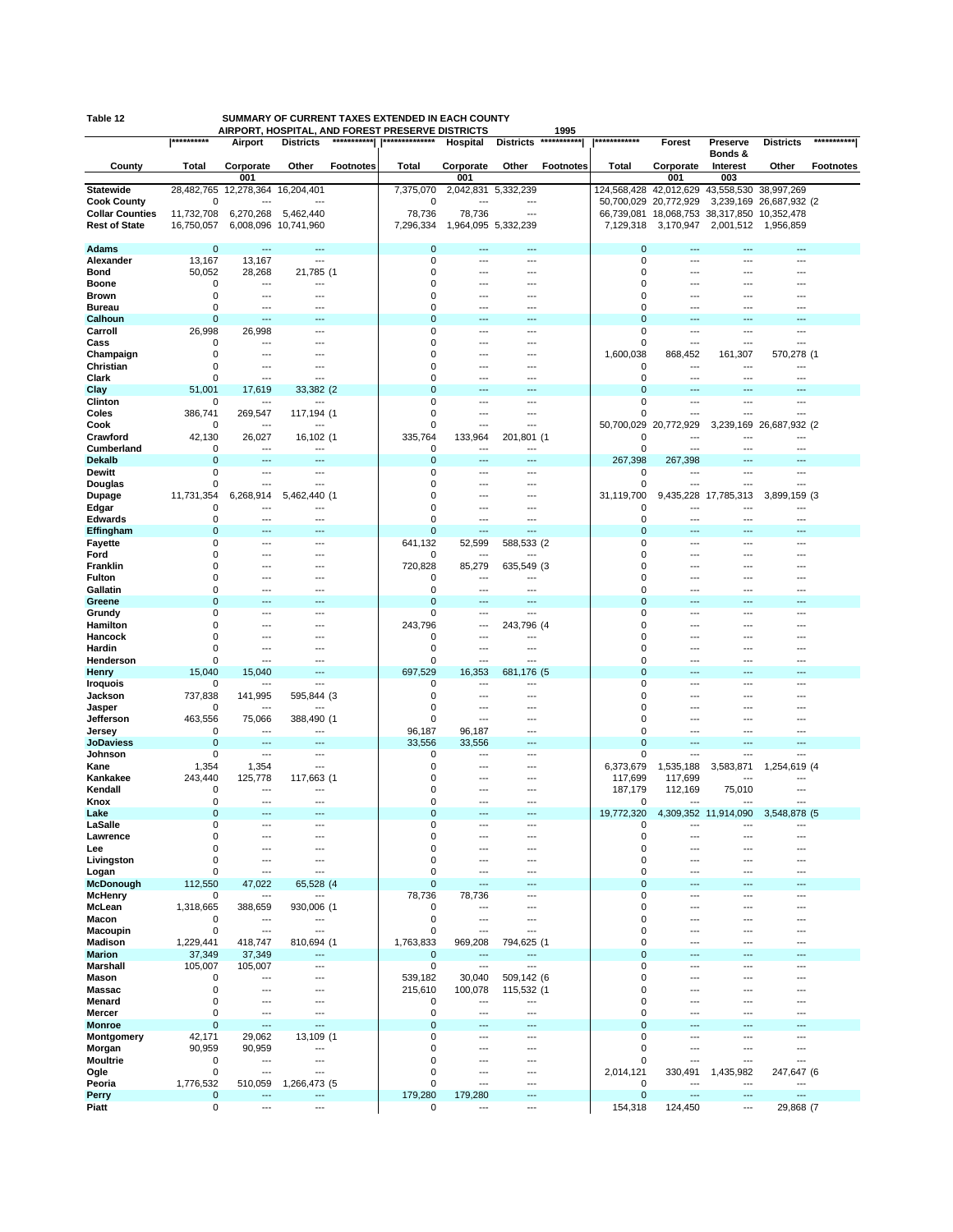Table 12 — SUMMARY OF CURRENT TAXES EXTENDED IN EACH COUNTY — AIRPORT, HOSPITAL, AND FOREST PRESERVE DISTRICTS — 1995

| | Airport Districts | | | | Hospital Districts | | | | Forest Preserve Districts | | | | |
|---|---|---|---|---|---|---|---|---|---|---|---|---|---|
| County | Total | Corporate 001 | Other | Footnotes | Total | Corporate 001 | Other | Footnotes | Total | Corporate 001 | Bonds & Interest 003 | Other | Footnotes |
| Statewide | 28,482,765 | 12,278,364 | 16,204,401 | | 7,375,070 | 2,042,831 | 5,332,239 | | 124,568,428 | 42,012,629 | 43,558,530 | 38,997,269 | |
| Cook County | 0 | --- | --- | | 0 | --- | --- | | 50,700,029 | 20,772,929 | 3,239,169 | 26,687,932 | (2 |
| Collar Counties | 11,732,708 | 6,270,268 | 5,462,440 | | 78,736 | 78,736 | --- | | 66,739,081 | 18,068,753 | 38,317,850 | 10,352,478 | |
| Rest of State | 16,750,057 | 6,008,096 | 10,741,960 | | 7,296,334 | 1,964,095 | 5,332,239 | | 7,129,318 | 3,170,947 | 2,001,512 | 1,956,859 | |
| Adams | 0 | --- | --- | | 0 | --- | --- | | 0 | --- | --- | --- | |
| Alexander | 13,167 | 13,167 | --- | | 0 | --- | --- | | 0 | --- | --- | --- | |
| Bond | 50,052 | 28,268 | 21,785 | (1 | 0 | --- | --- | | 0 | --- | --- | --- | |
| Boone | 0 | --- | --- | | 0 | --- | --- | | 0 | --- | --- | --- | |
| Brown | 0 | --- | --- | | 0 | --- | --- | | 0 | --- | --- | --- | |
| Bureau | 0 | --- | --- | | 0 | --- | --- | | 0 | --- | --- | --- | |
| Calhoun | 0 | --- | --- | | 0 | --- | --- | | 0 | --- | --- | --- | |
| Carroll | 26,998 | 26,998 | --- | | 0 | --- | --- | | 0 | --- | --- | --- | |
| Cass | 0 | --- | --- | | 0 | --- | --- | | 0 | --- | --- | --- | |
| Champaign | 0 | --- | --- | | 0 | --- | --- | | 1,600,038 | 868,452 | 161,307 | 570,278 | (1 |
| Christian | 0 | --- | --- | | 0 | --- | --- | | 0 | --- | --- | --- | |
| Clark | 0 | --- | --- | | 0 | --- | --- | | 0 | --- | --- | --- | |
| Clay | 51,001 | 17,619 | 33,382 | (2 | 0 | --- | --- | | 0 | --- | --- | --- | |
| Clinton | 0 | --- | --- | | 0 | --- | --- | | 0 | --- | --- | --- | |
| Coles | 386,741 | 269,547 | 117,194 | (1 | 0 | --- | --- | | 0 | --- | --- | --- | |
| Cook | 0 | --- | --- | | 0 | --- | --- | | 50,700,029 | 20,772,929 | 3,239,169 | 26,687,932 | (2 |
| Crawford | 42,130 | 26,027 | 16,102 | (1 | 335,764 | 133,964 | 201,801 | (1 | 0 | --- | --- | --- | |
| Cumberland | 0 | --- | --- | | 0 | --- | --- | | 0 | --- | --- | --- | |
| Dekalb | 0 | --- | --- | | 0 | --- | --- | | 267,398 | 267,398 | --- | --- | |
| Dewitt | 0 | --- | --- | | 0 | --- | --- | | 0 | --- | --- | --- | |
| Douglas | 0 | --- | --- | | 0 | --- | --- | | 0 | --- | --- | --- | |
| Dupage | 11,731,354 | 6,268,914 | 5,462,440 | (1 | 0 | --- | --- | | 31,119,700 | 9,435,228 | 17,785,313 | 3,899,159 | (3 |
| Edgar | 0 | --- | --- | | 0 | --- | --- | | 0 | --- | --- | --- | |
| Edwards | 0 | --- | --- | | 0 | --- | --- | | 0 | --- | --- | --- | |
| Effingham | 0 | --- | --- | | 0 | --- | --- | | 0 | --- | --- | --- | |
| Fayette | 0 | --- | --- | | 641,132 | 52,599 | 588,533 | (2 | 0 | --- | --- | --- | |
| Ford | 0 | --- | --- | | 0 | --- | --- | | 0 | --- | --- | --- | |
| Franklin | 0 | --- | --- | | 720,828 | 85,279 | 635,549 | (3 | 0 | --- | --- | --- | |
| Fulton | 0 | --- | --- | | 0 | --- | --- | | 0 | --- | --- | --- | |
| Gallatin | 0 | --- | --- | | 0 | --- | --- | | 0 | --- | --- | --- | |
| Greene | 0 | --- | --- | | 0 | --- | --- | | 0 | --- | --- | --- | |
| Grundy | 0 | --- | --- | | 0 | --- | --- | | 0 | --- | --- | --- | |
| Hamilton | 0 | --- | --- | | 243,796 | --- | 243,796 | (4 | 0 | --- | --- | --- | |
| Hancock | 0 | --- | --- | | 0 | --- | --- | | 0 | --- | --- | --- | |
| Hardin | 0 | --- | --- | | 0 | --- | --- | | 0 | --- | --- | --- | |
| Henderson | 0 | --- | --- | | 0 | --- | --- | | 0 | --- | --- | --- | |
| Henry | 15,040 | 15,040 | --- | | 697,529 | 16,353 | 681,176 | (5 | 0 | --- | --- | --- | |
| Iroquois | 0 | --- | --- | | 0 | --- | --- | | 0 | --- | --- | --- | |
| Jackson | 737,838 | 141,995 | 595,844 | (3 | 0 | --- | --- | | 0 | --- | --- | --- | |
| Jasper | 0 | --- | --- | | 0 | --- | --- | | 0 | --- | --- | --- | |
| Jefferson | 463,556 | 75,066 | 388,490 | (1 | 0 | --- | --- | | 0 | --- | --- | --- | |
| Jersey | 0 | --- | --- | | 96,187 | 96,187 | --- | | 0 | --- | --- | --- | |
| JoDaviess | 0 | --- | --- | | 33,556 | 33,556 | --- | | 0 | --- | --- | --- | |
| Johnson | 0 | --- | --- | | 0 | --- | --- | | 0 | --- | --- | --- | |
| Kane | 1,354 | 1,354 | --- | | 0 | --- | --- | | 6,373,679 | 1,535,188 | 3,583,871 | 1,254,619 | (4 |
| Kankakee | 243,440 | 125,778 | 117,663 | (1 | 0 | --- | --- | | 117,699 | 117,699 | --- | --- | |
| Kendall | 0 | --- | --- | | 0 | --- | --- | | 187,179 | 112,169 | 75,010 | --- | |
| Knox | 0 | --- | --- | | 0 | --- | --- | | 0 | --- | --- | --- | |
| Lake | 0 | --- | --- | | 0 | --- | --- | | 19,772,320 | 4,309,352 | 11,914,090 | 3,548,878 | (5 |
| LaSalle | 0 | --- | --- | | 0 | --- | --- | | 0 | --- | --- | --- | |
| Lawrence | 0 | --- | --- | | 0 | --- | --- | | 0 | --- | --- | --- | |
| Lee | 0 | --- | --- | | 0 | --- | --- | | 0 | --- | --- | --- | |
| Livingston | 0 | --- | --- | | 0 | --- | --- | | 0 | --- | --- | --- | |
| Logan | 0 | --- | --- | | 0 | --- | --- | | 0 | --- | --- | --- | |
| McDonough | 112,550 | 47,022 | 65,528 | (4 | 0 | --- | --- | | 0 | --- | --- | --- | |
| McHenry | 0 | --- | --- | | 78,736 | 78,736 | --- | | 0 | --- | --- | --- | |
| McLean | 1,318,665 | 388,659 | 930,006 | (1 | 0 | --- | --- | | 0 | --- | --- | --- | |
| Macon | 0 | --- | --- | | 0 | --- | --- | | 0 | --- | --- | --- | |
| Macoupin | 0 | --- | --- | | 0 | --- | --- | | 0 | --- | --- | --- | |
| Madison | 1,229,441 | 418,747 | 810,694 | (1 | 1,763,833 | 969,208 | 794,625 | (1 | 0 | --- | --- | --- | |
| Marion | 37,349 | 37,349 | --- | | 0 | --- | --- | | 0 | --- | --- | --- | |
| Marshall | 105,007 | 105,007 | --- | | 0 | --- | --- | | 0 | --- | --- | --- | |
| Mason | 0 | --- | --- | | 539,182 | 30,040 | 509,142 | (6 | 0 | --- | --- | --- | |
| Massac | 0 | --- | --- | | 215,610 | 100,078 | 115,532 | (1 | 0 | --- | --- | --- | |
| Menard | 0 | --- | --- | | 0 | --- | --- | | 0 | --- | --- | --- | |
| Mercer | 0 | --- | --- | | 0 | --- | --- | | 0 | --- | --- | --- | |
| Monroe | 0 | --- | --- | | 0 | --- | --- | | 0 | --- | --- | --- | |
| Montgomery | 42,171 | 29,062 | 13,109 | (1 | 0 | --- | --- | | 0 | --- | --- | --- | |
| Morgan | 90,959 | 90,959 | --- | | 0 | --- | --- | | 0 | --- | --- | --- | |
| Moultrie | 0 | --- | --- | | 0 | --- | --- | | 0 | --- | --- | --- | |
| Ogle | 0 | --- | --- | | 0 | --- | --- | | 2,014,121 | 330,491 | 1,435,982 | 247,647 | (6 |
| Peoria | 1,776,532 | 510,059 | 1,266,473 | (5 | 0 | --- | --- | | 0 | --- | --- | --- | |
| Perry | 0 | --- | --- | | 179,280 | 179,280 | --- | | 0 | --- | --- | --- | |
| Piatt | 0 | --- | --- | | 0 | --- | --- | | 154,318 | 124,450 | --- | 29,868 | (7 |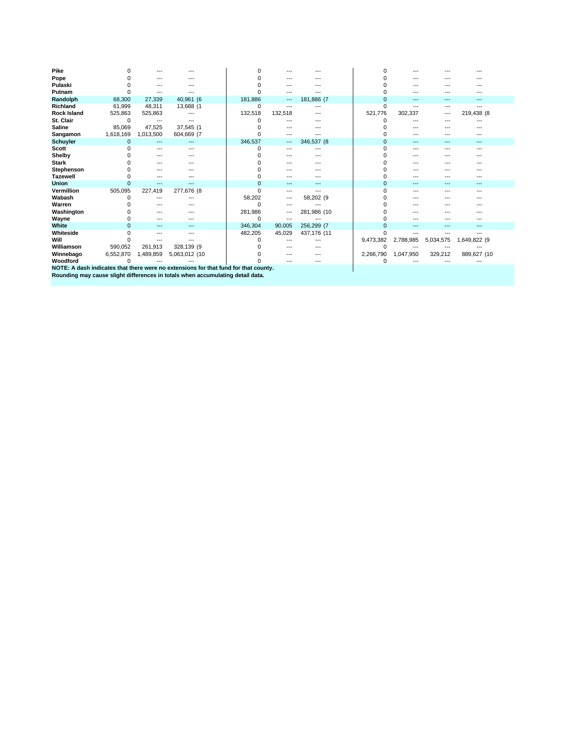| | | | | | | | | | | |
|---|---|---|---|---|---|---|---|---|---|---|
| Pike | 0 | --- | --- | 0 | --- | --- | 0 | --- | --- | --- |
| Pope | 0 | --- | --- | 0 | --- | --- | 0 | --- | --- | --- |
| Pulaski | 0 | --- | --- | 0 | --- | --- | 0 | --- | --- | --- |
| Putnam | 0 | --- | --- | 0 | --- | --- | 0 | --- | --- | --- |
| Randolph | 68,300 | 27,339 | 40,961 (6 | 181,886 | --- | 181,886 (7 | 0 | --- | --- | --- |
| Richland | 61,999 | 48,311 | 13,688 (1 | 0 | --- | --- | 0 | --- | --- | --- |
| Rock Island | 525,863 | 525,863 | --- | 132,518 | 132,518 | --- | 521,776 | 302,337 | --- | 219,438 (8 |
| St. Clair | 0 | --- | --- | 0 | --- | --- | 0 | --- | --- | --- |
| Saline | 85,069 | 47,525 | 37,545 (1 | 0 | --- | --- | 0 | --- | --- | --- |
| Sangamon | 1,618,169 | 1,013,500 | 604,669 (7 | 0 | --- | --- | 0 | --- | --- | --- |
| Schuyler | 0 | --- | --- | 346,537 | --- | 346,537 (8 | 0 | --- | --- | --- |
| Scott | 0 | --- | --- | 0 | --- | --- | 0 | --- | --- | --- |
| Shelby | 0 | --- | --- | 0 | --- | --- | 0 | --- | --- | --- |
| Stark | 0 | --- | --- | 0 | --- | --- | 0 | --- | --- | --- |
| Stephenson | 0 | --- | --- | 0 | --- | --- | 0 | --- | --- | --- |
| Tazewell | 0 | --- | --- | 0 | --- | --- | 0 | --- | --- | --- |
| Union | 0 | --- | --- | 0 | --- | --- | 0 | --- | --- | --- |
| Vermillion | 505,095 | 227,419 | 277,676 (8 | 0 | --- | --- | 0 | --- | --- | --- |
| Wabash | 0 | --- | --- | 58,202 | --- | 58,202 (9 | 0 | --- | --- | --- |
| Warren | 0 | --- | --- | 0 | --- | --- | 0 | --- | --- | --- |
| Washington | 0 | --- | --- | 281,986 | --- | 281,986 (10 | 0 | --- | --- | --- |
| Wayne | 0 | --- | --- | 0 | --- | --- | 0 | --- | --- | --- |
| White | 0 | --- | --- | 346,304 | 90,005 | 256,299 (7 | 0 | --- | --- | --- |
| Whiteside | 0 | --- | --- | 482,205 | 45,029 | 437,176 (11 | 0 | --- | --- | --- |
| Will | 0 | --- | --- | 0 | --- | --- | 9,473,382 | 2,788,985 | 5,034,575 | 1,649,822 (9 |
| Williamson | 590,052 | 261,913 | 328,139 (9 | 0 | --- | --- | 0 | --- | --- | --- |
| Winnebago | 6,552,870 | 1,489,859 | 5,063,012 (10 | 0 | --- | --- | 2,266,790 | 1,047,950 | 329,212 | 889,627 (10 |
| Woodford | 0 | --- | --- | 0 | --- | --- | 0 | --- | --- | --- |

**NOTE: A dash indicates that there were no extensions for that fund for that county.**
**Rounding may cause slight differences in totals when accumulating detail data.**